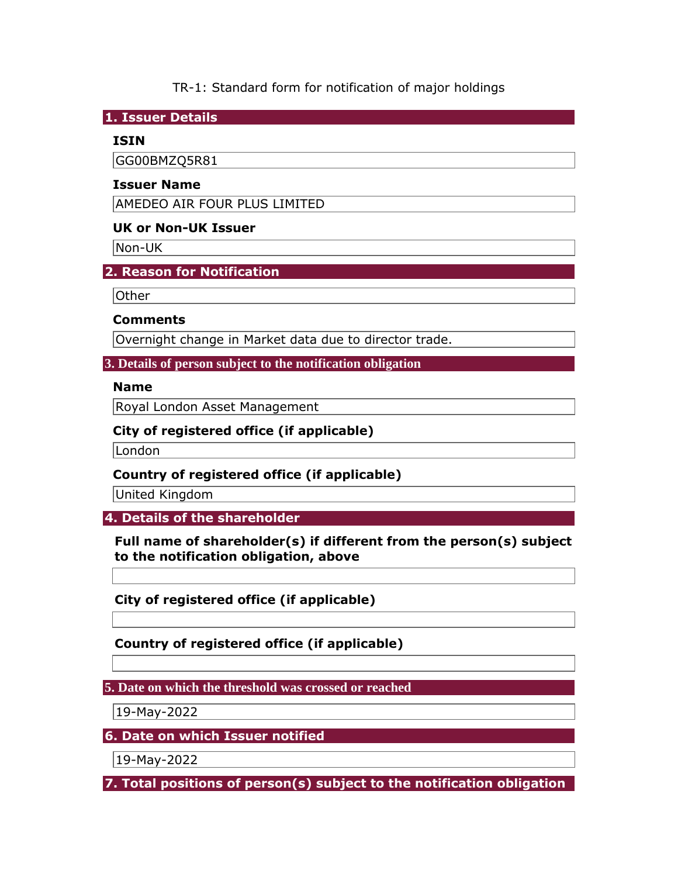TR-1: Standard form for notification of major holdings

## 1. Issuer Details

**ISIN**

GG00BMZQ5R81

**Issuer Name**

AMEDEO AIR FOUR PLUS LIMITED

**UK or Non-UK Issuer**

Non-UK

## 2. Reason for Notification

Other

**Comments**

Overnight change in Market data due to director trade.

## 3. Details of person subject to the notification obligation

**Name**

Royal London Asset Management

**City of registered office (if applicable)**

London

**Country of registered office (if applicable)**

United Kingdom

## 4. Details of the shareholder

**Full name of shareholder(s) if different from the person(s) subject to the notification obligation, above**

**City of registered office (if applicable)**

**Country of registered office (if applicable)**

## 5. Date on which the threshold was crossed or reached

19-May-2022

## 6. Date on which Issuer notified

19-May-2022

## 7. Total positions of person(s) subject to the notification obligation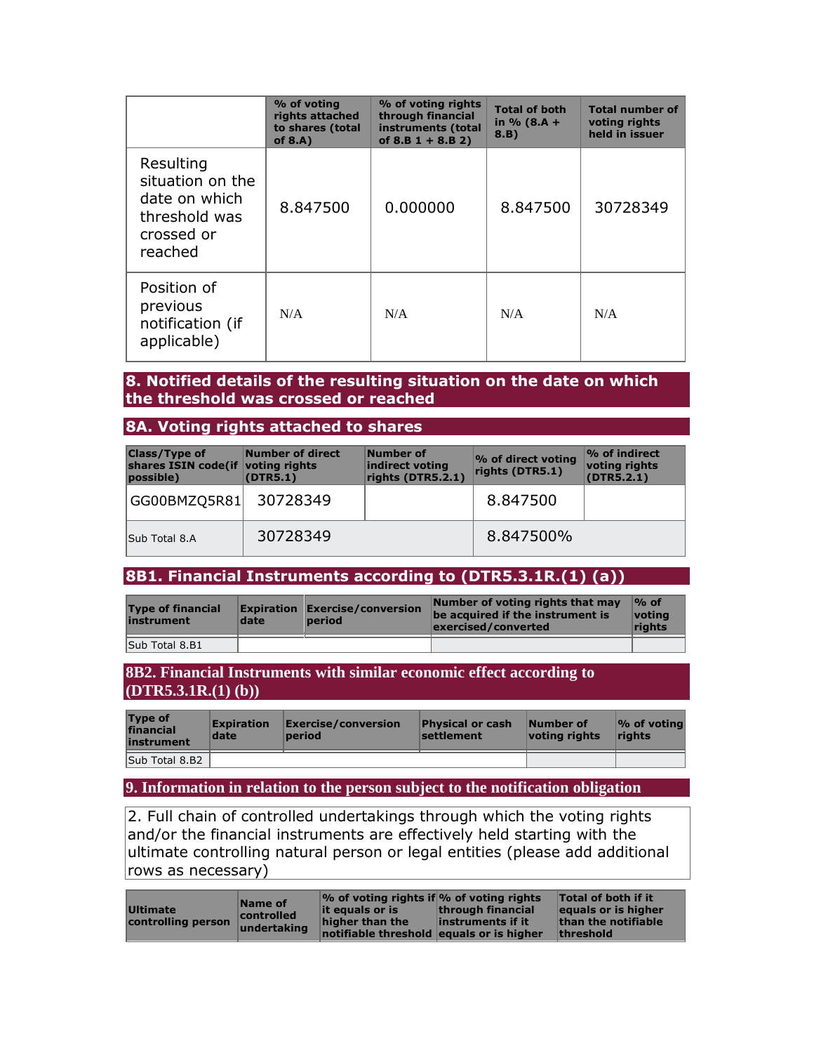| | % of voting rights attached to shares (total of 8.A) | % of voting rights through financial instruments (total of 8.B 1 + 8.B 2) | Total of both in % (8.A + 8.B) | Total number of voting rights held in issuer |
|---|---|---|---|---|
| Resulting situation on the date on which threshold was crossed or reached | 8.847500 | 0.000000 | 8.847500 | 30728349 |
| Position of previous notification (if applicable) | N/A | N/A | N/A | N/A |

## 8. Notified details of the resulting situation on the date on which the threshold was crossed or reached

### 8A. Voting rights attached to shares

| Class/Type of shares ISIN code(if possible) | Number of direct voting rights (DTR5.1) | Number of indirect voting rights (DTR5.2.1) | % of direct voting rights (DTR5.1) | % of indirect voting rights (DTR5.2.1) |
|---|---|---|---|---|
| GG00BMZQ5R81 | 30728349 | | 8.847500 | |
| Sub Total 8.A | 30728349 | | 8.847500% | |

### 8B1. Financial Instruments according to (DTR5.3.1R.(1) (a))

| Type of financial instrument | Expiration date | Exercise/conversion period | Number of voting rights that may be acquired if the instrument is exercised/converted | % of voting rights |
|---|---|---|---|---|
| Sub Total 8.B1 | | | | |

### 8B2. Financial Instruments with similar economic effect according to (DTR5.3.1R.(1) (b))

| Type of financial instrument | Expiration date | Exercise/conversion period | Physical or cash settlement | Number of voting rights | % of voting rights |
|---|---|---|---|---|---|
| Sub Total 8.B2 | | | | | |

## 9. Information in relation to the person subject to the notification obligation

2. Full chain of controlled undertakings through which the voting rights and/or the financial instruments are effectively held starting with the ultimate controlling natural person or legal entities (please add additional rows as necessary)

| Ultimate controlling person | Name of controlled undertaking | % of voting rights if it equals or is higher than the notifiable threshold | % of voting rights through financial instruments if it equals or is higher | Total of both if it equals or is higher than the notifiable threshold |
|---|---|---|---|---|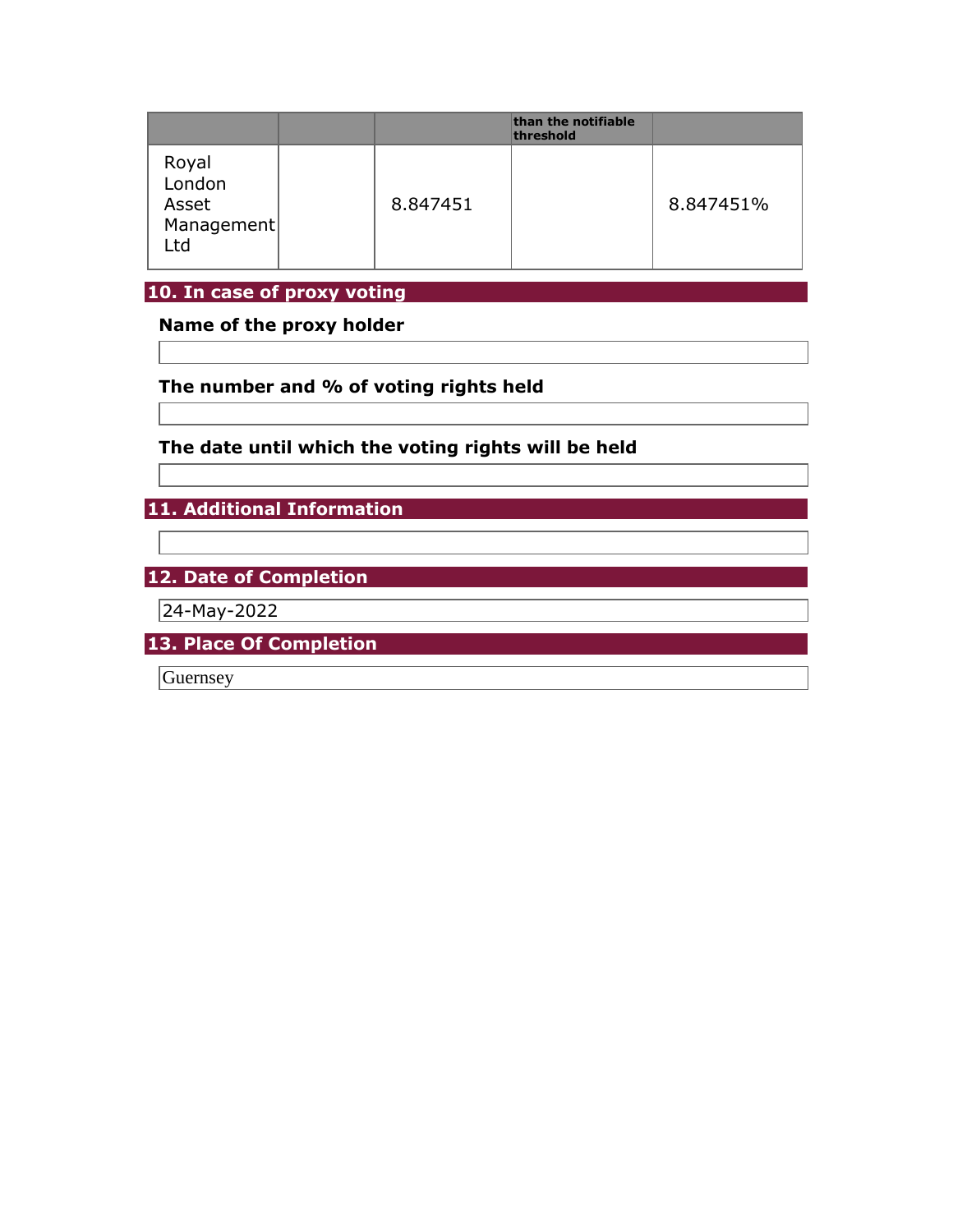| | | | than the notifiable threshold | |
|---|---|---|---|---|
| Royal London Asset Management Ltd | | 8.847451 | | 8.847451% |

## 10. In case of proxy voting

**Name of the proxy holder**

**The number and % of voting rights held**

**The date until which the voting rights will be held**

## 11. Additional Information

## 12. Date of Completion

24-May-2022

## 13. Place Of Completion

Guernsey